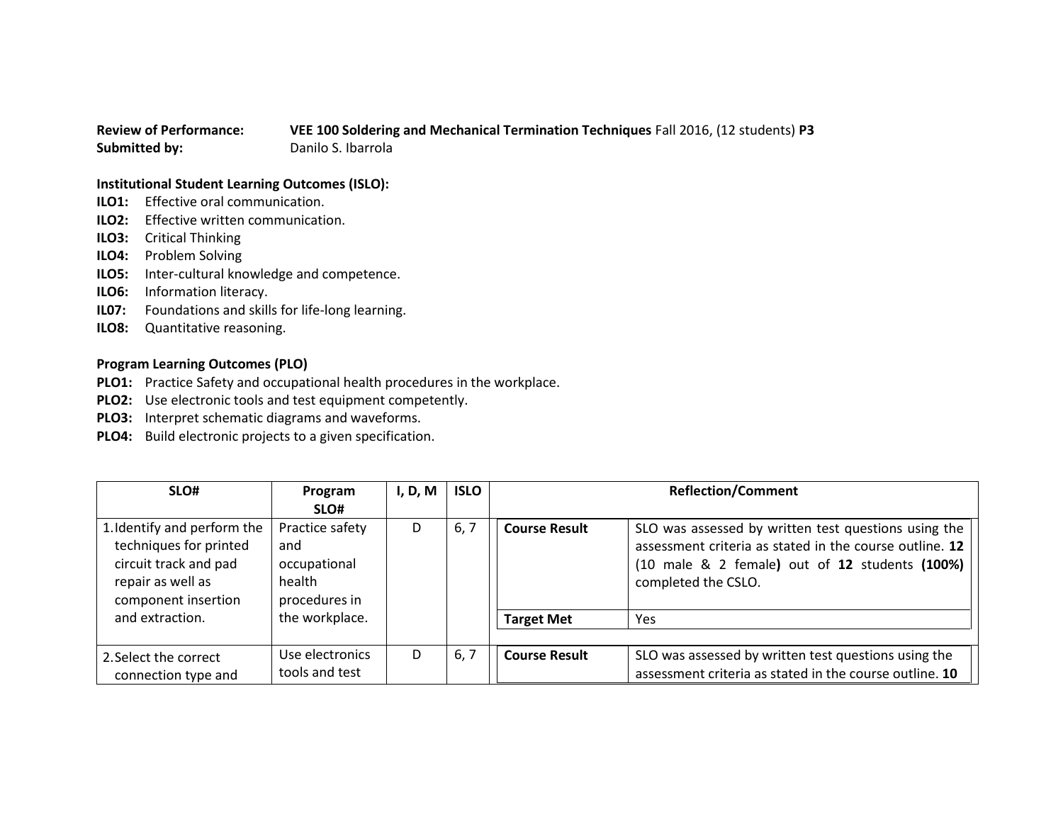**Review of Performance:** **VEE 100 Soldering and Mechanical Termination Techniques** Fall 2016, (12 students) **P3**
**Submitted by:** Danilo S. Ibarrola

**Institutional Student Learning Outcomes (ISLO):**

**ILO1:** Effective oral communication.
**ILO2:** Effective written communication.
**ILO3:** Critical Thinking
**ILO4:** Problem Solving
**ILO5:** Inter-cultural knowledge and competence.
**ILO6:** Information literacy.
**IL07:** Foundations and skills for life-long learning.
**ILO8:** Quantitative reasoning.

**Program Learning Outcomes (PLO)**

**PLO1:** Practice Safety and occupational health procedures in the workplace.
**PLO2:** Use electronic tools and test equipment competently.
**PLO3:** Interpret schematic diagrams and waveforms.
**PLO4:** Build electronic projects to a given specification.

| SLO# | Program SLO# | I, D, M | ISLO | Reflection/Comment | |
|---|---|---|---|---|---|
| 1. Identify and perform the techniques for printed circuit track and pad repair as well as component insertion and extraction. | Practice safety and occupational health procedures in the workplace. | D | 6, 7 | **Course Result** | SLO was assessed by written test questions using the assessment criteria as stated in the course outline. **12** (10 male & 2 female**)** out of **12** students **(100%)** completed the CSLO. |
| | | | | **Target Met** | Yes |
| 2. Select the correct connection type and | Use electronics tools and test | D | 6, 7 | **Course Result** | SLO was assessed by written test questions using the assessment criteria as stated in the course outline. **10** |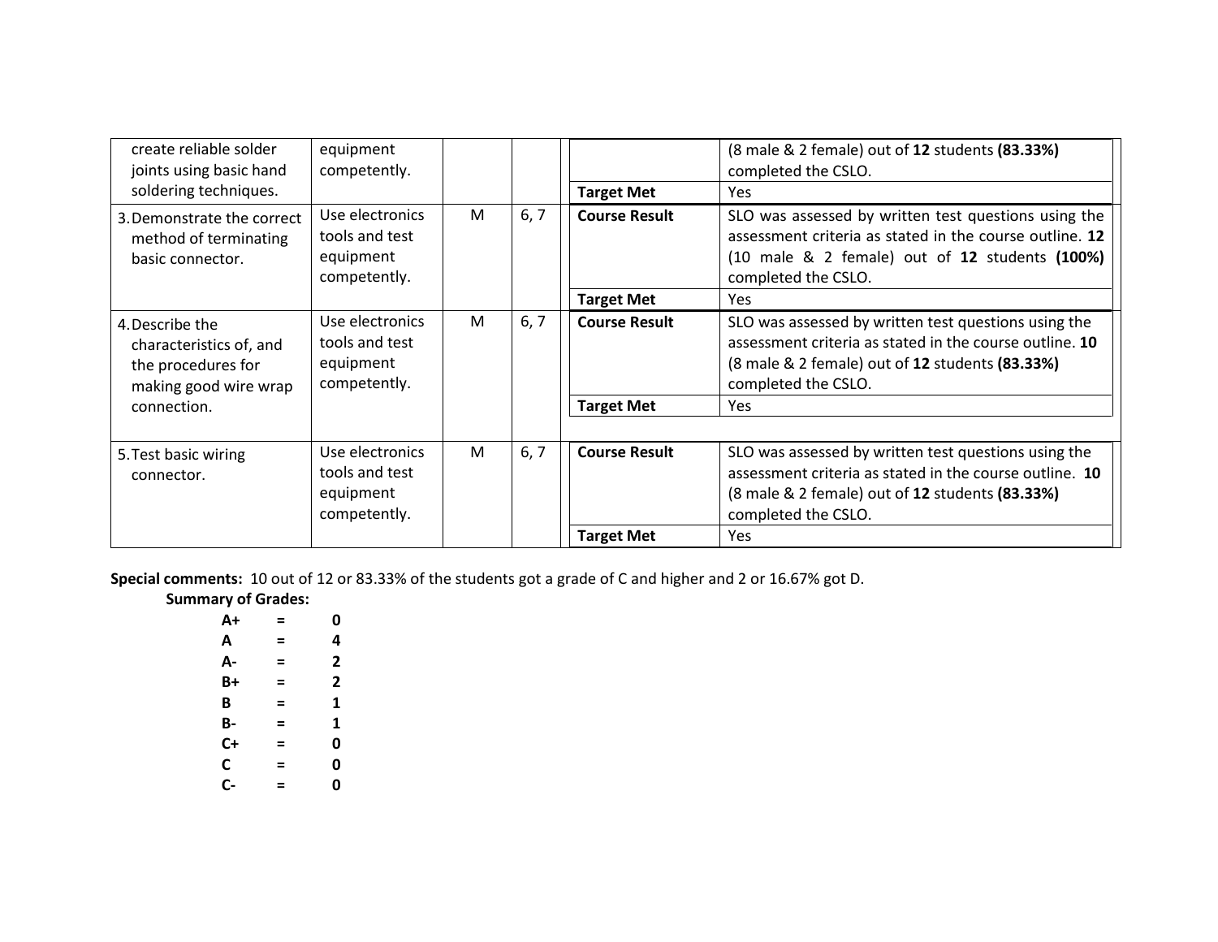| | | | | | |
|---|---|---|---|---|---|
| create reliable solder joints using basic hand soldering techniques. | equipment competently. | | | | (8 male & 2 female) out of **12** students **(83.33%)** completed the CSLO. |
| | | | | **Target Met** | Yes |
| 3. Demonstrate the correct method of terminating basic connector. | Use electronics tools and test equipment competently. | M | 6, 7 | **Course Result** | SLO was assessed by written test questions using the assessment criteria as stated in the course outline. **12** (10 male & 2 female) out of **12** students **(100%)** completed the CSLO. |
| | | | | **Target Met** | Yes |
| 4. Describe the characteristics of, and the procedures for making good wire wrap connection. | Use electronics tools and test equipment competently. | M | 6, 7 | **Course Result** | SLO was assessed by written test questions using the assessment criteria as stated in the course outline. **10** (8 male & 2 female) out of **12** students **(83.33%)** completed the CSLO. |
| | | | | **Target Met** | Yes |
| 5. Test basic wiring connector. | Use electronics tools and test equipment competently. | M | 6, 7 | **Course Result** | SLO was assessed by written test questions using the assessment criteria as stated in the course outline. **10** (8 male & 2 female) out of **12** students **(83.33%)** completed the CSLO. |
| | | | | **Target Met** | Yes |

**Special comments:** 10 out of 12 or 83.33% of the students got a grade of C and higher and 2 or 16.67% got D.

**Summary of Grades:**

| | | |
|---|---|---|
| **A+** | **=** | **0** |
| **A** | **=** | **4** |
| **A-** | **=** | **2** |
| **B+** | **=** | **2** |
| **B** | **=** | **1** |
| **B-** | **=** | **1** |
| **C+** | **=** | **0** |
| **C** | **=** | **0** |
| **C-** | **=** | **0** |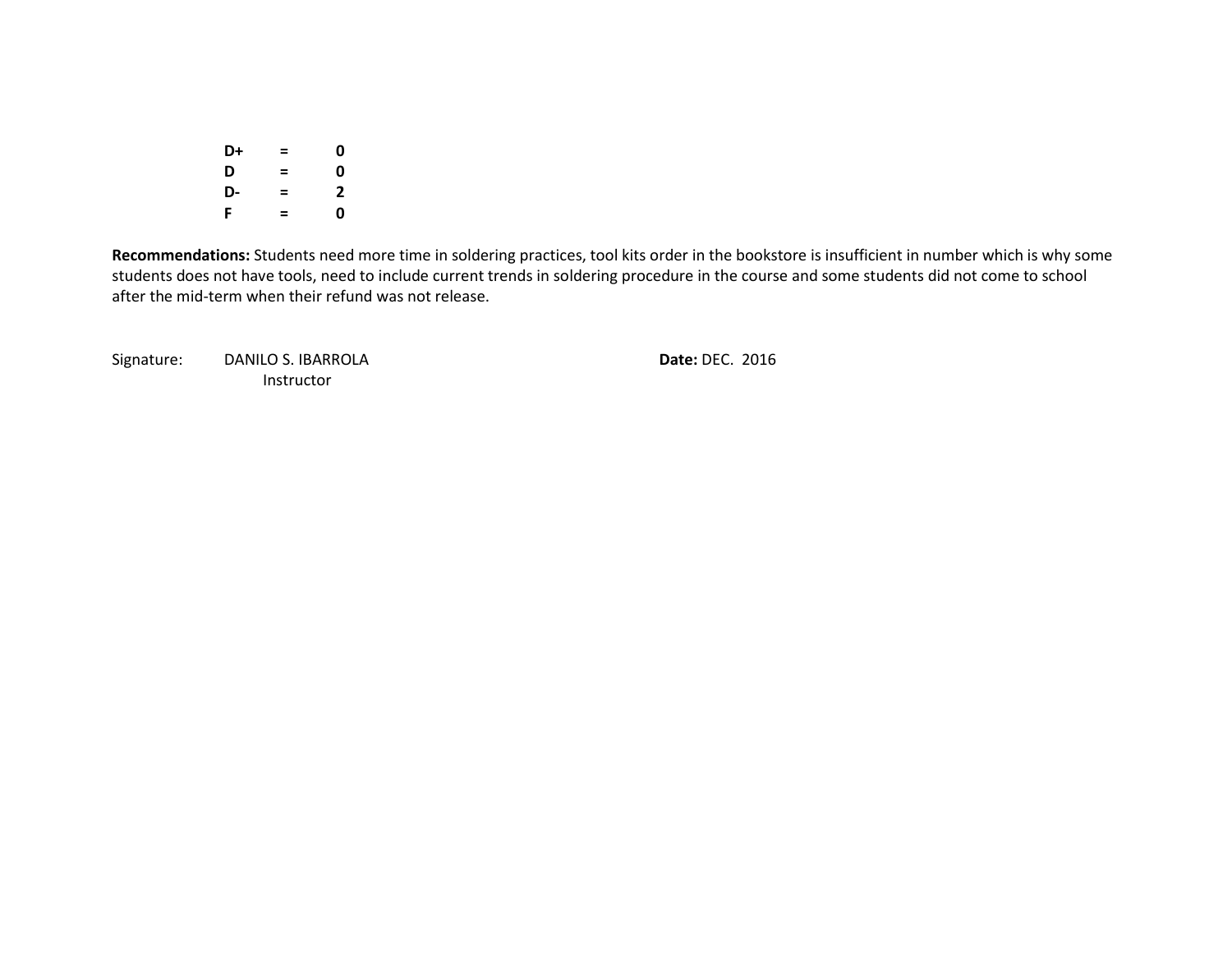**D+ = 0**
**D = 0**
**D- = 2**
**F = 0**

**Recommendations:** Students need more time in soldering practices, tool kits order in the bookstore is insufficient in number which is why some students does not have tools, need to include current trends in soldering procedure in the course and some students did not come to school after the mid-term when their refund was not release.

Signature: DANILO S. IBARROLA
Instructor

**Date:** DEC. 2016